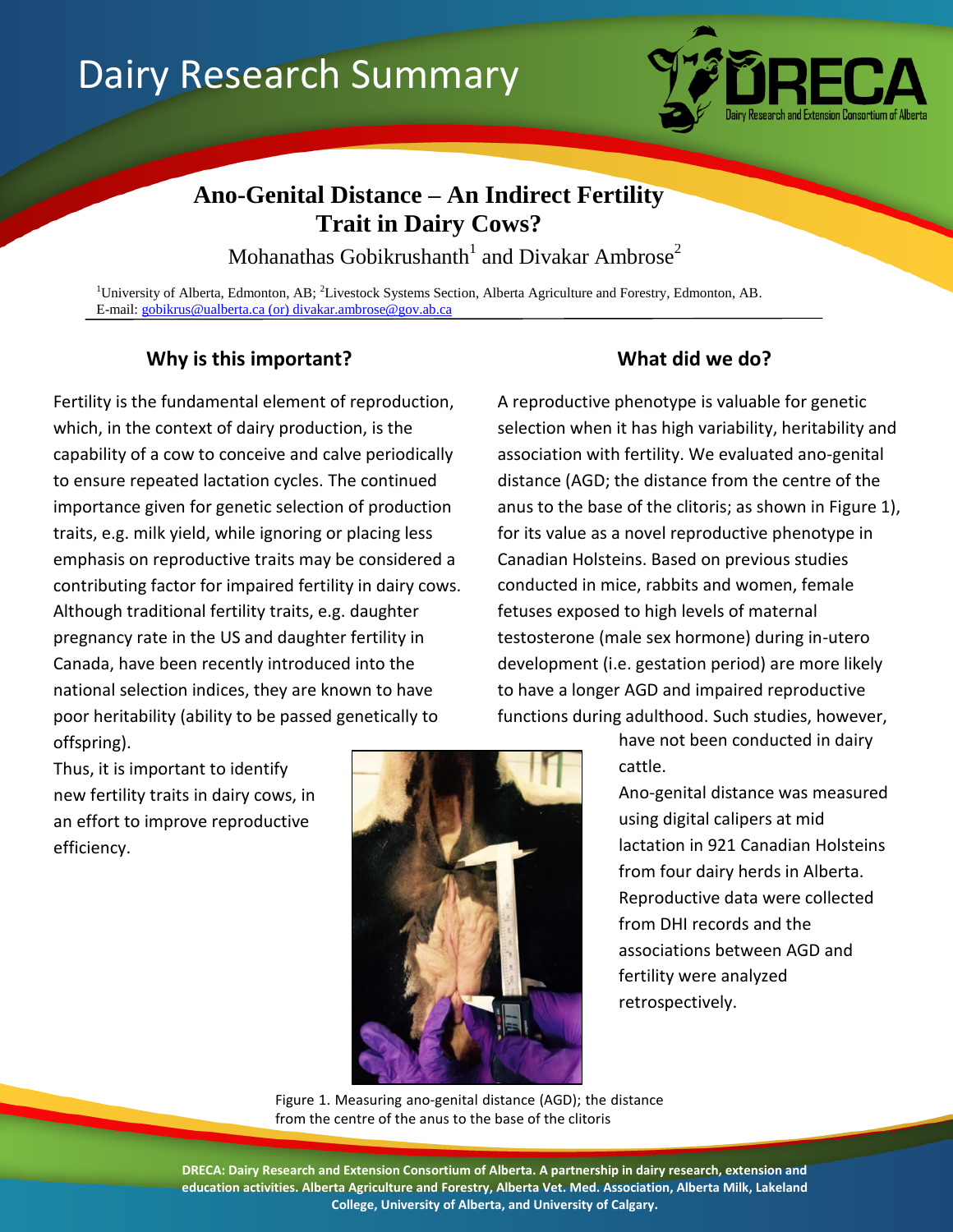# Dairy Research Summary

DRECA — Dairy Research and Extension Consortium of Alberta

## Ano-Genital Distance – An Indirect Fertility Trait in Dairy Cows?

Mohanathas Gobikrushanth[1] and Divakar Ambrose[2]

[1]University of Alberta, Edmonton, AB; [2]Livestock Systems Section, Alberta Agriculture and Forestry, Edmonton, AB.
E-mail: gobikrus@ualberta.ca (or) divakar.ambrose@gov.ab.ca

### Why is this important?

Fertility is the fundamental element of reproduction, which, in the context of dairy production, is the capability of a cow to conceive and calve periodically to ensure repeated lactation cycles. The continued importance given for genetic selection of production traits, e.g. milk yield, while ignoring or placing less emphasis on reproductive traits may be considered a contributing factor for impaired fertility in dairy cows. Although traditional fertility traits, e.g. daughter pregnancy rate in the US and daughter fertility in Canada, have been recently introduced into the national selection indices, they are known to have poor heritability (ability to be passed genetically to offspring).

Thus, it is important to identify new fertility traits in dairy cows, in an effort to improve reproductive efficiency.

### What did we do?

A reproductive phenotype is valuable for genetic selection when it has high variability, heritability and association with fertility. We evaluated ano-genital distance (AGD; the distance from the centre of the anus to the base of the clitoris; as shown in Figure 1), for its value as a novel reproductive phenotype in Canadian Holsteins. Based on previous studies conducted in mice, rabbits and women, female fetuses exposed to high levels of maternal testosterone (male sex hormone) during in-utero development (i.e. gestation period) are more likely to have a longer AGD and impaired reproductive functions during adulthood. Such studies, however, have not been conducted in dairy cattle.

Ano-genital distance was measured using digital calipers at mid lactation in 921 Canadian Holsteins from four dairy herds in Alberta. Reproductive data were collected from DHI records and the associations between AGD and fertility were analyzed retrospectively.

Figure 1. Measuring ano-genital distance (AGD); the distance from the centre of the anus to the base of the clitoris

DRECA: Dairy Research and Extension Consortium of Alberta. A partnership in dairy research, extension and education activities. Alberta Agriculture and Forestry, Alberta Vet. Med. Association, Alberta Milk, Lakeland College, University of Alberta, and University of Calgary.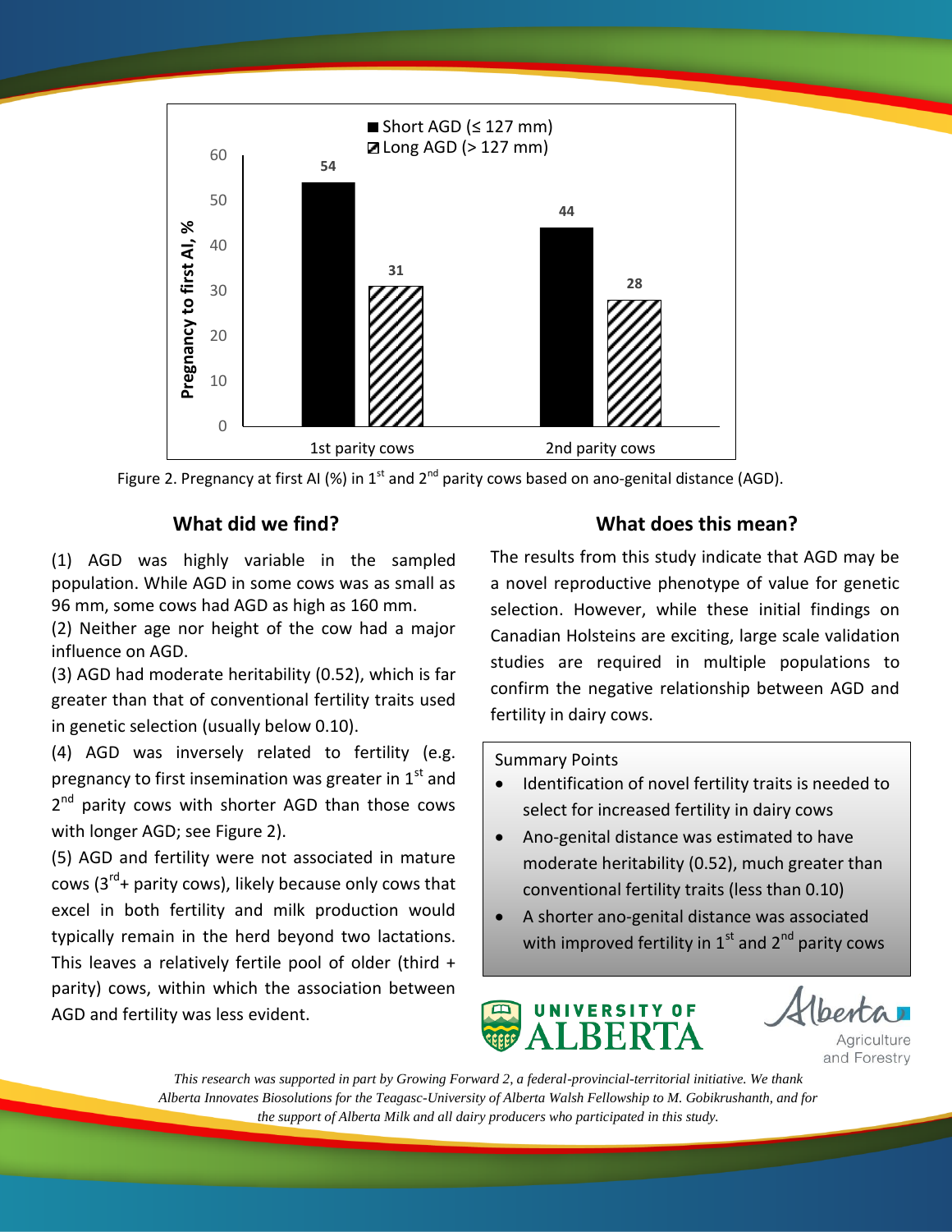Short AGD (≤ 127 mm)
Long AGD (> 127 mm)

Pregnancy to first AI, %

60
50
40
30
20
10
0

54
31
44
28

1st parity cows
2nd parity cows

Figure 2. Pregnancy at first AI (%) in 1st and 2nd parity cows based on ano-genital distance (AGD).

## What did we find?

(1) AGD was highly variable in the sampled population. While AGD in some cows was as small as 96 mm, some cows had AGD as high as 160 mm.

(2) Neither age nor height of the cow had a major influence on AGD.

(3) AGD had moderate heritability (0.52), which is far greater than that of conventional fertility traits used in genetic selection (usually below 0.10).

(4) AGD was inversely related to fertility (e.g. pregnancy to first insemination was greater in 1st and 2nd parity cows with shorter AGD than those cows with longer AGD; see Figure 2).

(5) AGD and fertility were not associated in mature cows (3rd+ parity cows), likely because only cows that excel in both fertility and milk production would typically remain in the herd beyond two lactations. This leaves a relatively fertile pool of older (third + parity) cows, within which the association between AGD and fertility was less evident.

## What does this mean?

The results from this study indicate that AGD may be a novel reproductive phenotype of value for genetic selection. However, while these initial findings on Canadian Holsteins are exciting, large scale validation studies are required in multiple populations to confirm the negative relationship between AGD and fertility in dairy cows.

Summary Points

- Identification of novel fertility traits is needed to select for increased fertility in dairy cows
- Ano-genital distance was estimated to have moderate heritability (0.52), much greater than conventional fertility traits (less than 0.10)
- A shorter ano-genital distance was associated with improved fertility in 1st and 2nd parity cows

UNIVERSITY OF ALBERTA

Alberta Agriculture and Forestry

*This research was supported in part by Growing Forward 2, a federal-provincial-territorial initiative. We thank Alberta Innovates Biosolutions for the Teagasc-University of Alberta Walsh Fellowship to M. Gobikrushanth, and for the support of Alberta Milk and all dairy producers who participated in this study.*